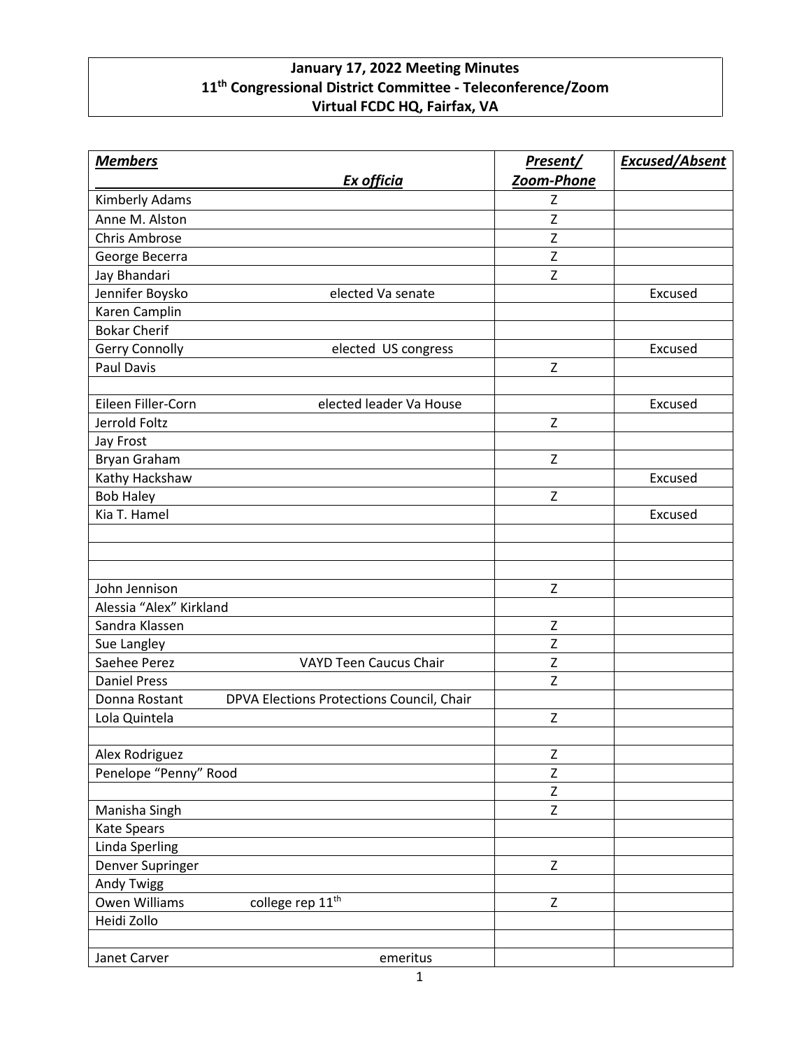**January 17, 2022 Meeting Minutes**
**11th Congressional District Committee - Teleconference/Zoom**
**Virtual FCDC HQ, Fairfax, VA**

| ***Members*** &nbsp;&nbsp;&nbsp;&nbsp;&nbsp;&nbsp;&nbsp;&nbsp; ***Ex officia*** | ***Present/ Zoom-Phone*** | ***Excused/Absent*** |
|---|---|---|
| Kimberly Adams | Z | |
| Anne M. Alston | Z | |
| Chris Ambrose | Z | |
| George Becerra | Z | |
| Jay Bhandari | Z | |
| Jennifer Boysko &nbsp;&nbsp;&nbsp;&nbsp; elected Va senate | | Excused |
| Karen Camplin | | |
| Bokar Cherif | | |
| Gerry Connolly &nbsp;&nbsp;&nbsp;&nbsp; elected US congress | | Excused |
| Paul Davis | Z | |
| | | |
| Eileen Filler-Corn &nbsp;&nbsp;&nbsp;&nbsp; elected leader Va House | | Excused |
| Jerrold Foltz | Z | |
| Jay Frost | | |
| Bryan Graham | Z | |
| Kathy Hackshaw | | Excused |
| Bob Haley | Z | |
| Kia T. Hamel | | Excused |
| | | |
| | | |
| | | |
| John Jennison | Z | |
| Alessia "Alex" Kirkland | | |
| Sandra Klassen | Z | |
| Sue Langley | Z | |
| Saehee Perez &nbsp;&nbsp;&nbsp;&nbsp; VAYD Teen Caucus Chair | Z | |
| Daniel Press | Z | |
| Donna Rostant &nbsp;&nbsp;&nbsp;&nbsp; DPVA Elections Protections Council, Chair | | |
| Lola Quintela | Z | |
| | | |
| Alex Rodriguez | Z | |
| Penelope "Penny" Rood | Z | |
| | Z | |
| Manisha Singh | Z | |
| Kate Spears | | |
| Linda Sperling | | |
| Denver Supringer | Z | |
| Andy Twigg | | |
| Owen Williams &nbsp;&nbsp;&nbsp;&nbsp; college rep 11th | Z | |
| Heidi Zollo | | |
| | | |
| Janet Carver &nbsp;&nbsp;&nbsp;&nbsp; emeritus | | |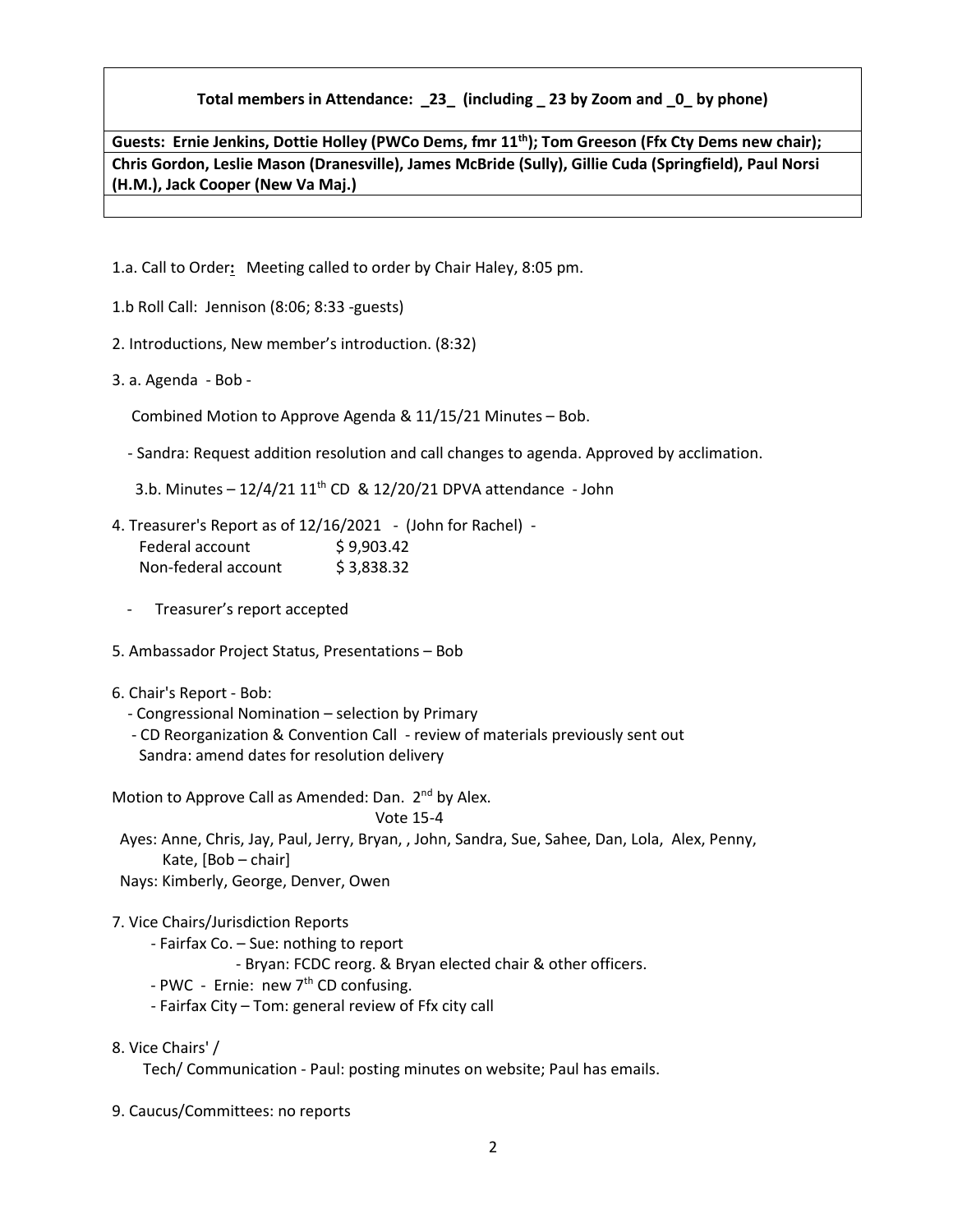| Total members in Attendance: _23_ (including _ 23 by Zoom and _0_ by phone) |
|---|
| Guests: Ernie Jenkins, Dottie Holley (PWCo Dems, fmr 11th); Tom Greeson (Ffx Cty Dems new chair); Chris Gordon, Leslie Mason (Dranesville), James McBride (Sully), Gillie Cuda (Springfield), Paul Norsi (H.M.), Jack Cooper (New Va Maj.) |

1.a. Call to Order**:** Meeting called to order by Chair Haley, 8:05 pm.

1.b Roll Call: Jennison (8:06; 8:33 -guests)

2. Introductions, New member's introduction. (8:32)

3. a. Agenda - Bob -

   Combined Motion to Approve Agenda & 11/15/21 Minutes – Bob.

   - Sandra: Request addition resolution and call changes to agenda. Approved by acclimation.

   3.b. Minutes – 12/4/21 11th CD & 12/20/21 DPVA attendance - John

4. Treasurer's Report as of 12/16/2021 - (John for Rachel) -

   | | |
   |---|---|
   | Federal account | $ 9,903.42 |
   | Non-federal account | $ 3,838.32 |

   - Treasurer's report accepted

5. Ambassador Project Status, Presentations – Bob

6. Chair's Report - Bob:
   - Congressional Nomination – selection by Primary
   - CD Reorganization & Convention Call - review of materials previously sent out
     Sandra: amend dates for resolution delivery

Motion to Approve Call as Amended: Dan. 2nd by Alex.

Vote 15-4

Ayes: Anne, Chris, Jay, Paul, Jerry, Bryan, , John, Sandra, Sue, Sahee, Dan, Lola, Alex, Penny, Kate, [Bob – chair]

Nays: Kimberly, George, Denver, Owen

7. Vice Chairs/Jurisdiction Reports
   - Fairfax Co. – Sue: nothing to report
     - Bryan: FCDC reorg. & Bryan elected chair & other officers.
   - PWC - Ernie: new 7th CD confusing.
   - Fairfax City – Tom: general review of Ffx city call

8. Vice Chairs' /
   Tech/ Communication - Paul: posting minutes on website; Paul has emails.

9. Caucus/Committees: no reports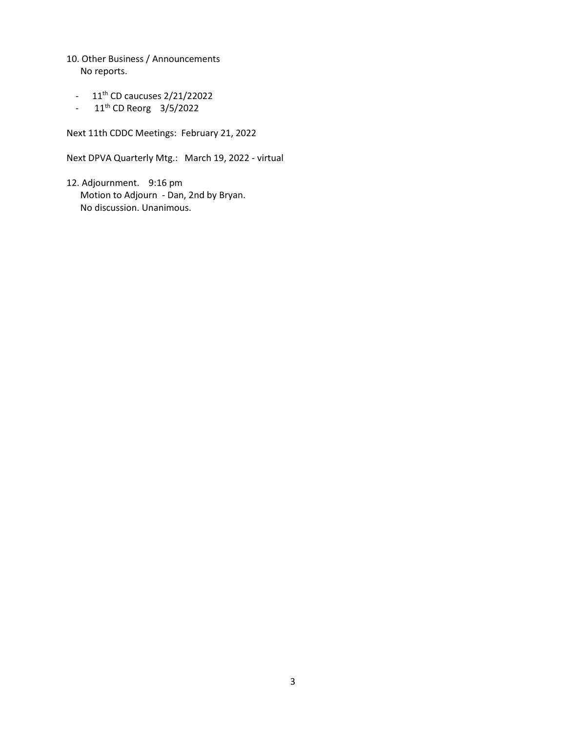10. Other Business / Announcements
    No reports.

- 11th CD caucuses 2/21/22022
- 11th CD Reorg 3/5/2022

Next 11th CDDC Meetings: February 21, 2022

Next DPVA Quarterly Mtg.: March 19, 2022 - virtual

12. Adjournment. 9:16 pm
    Motion to Adjourn - Dan, 2nd by Bryan.
    No discussion. Unanimous.